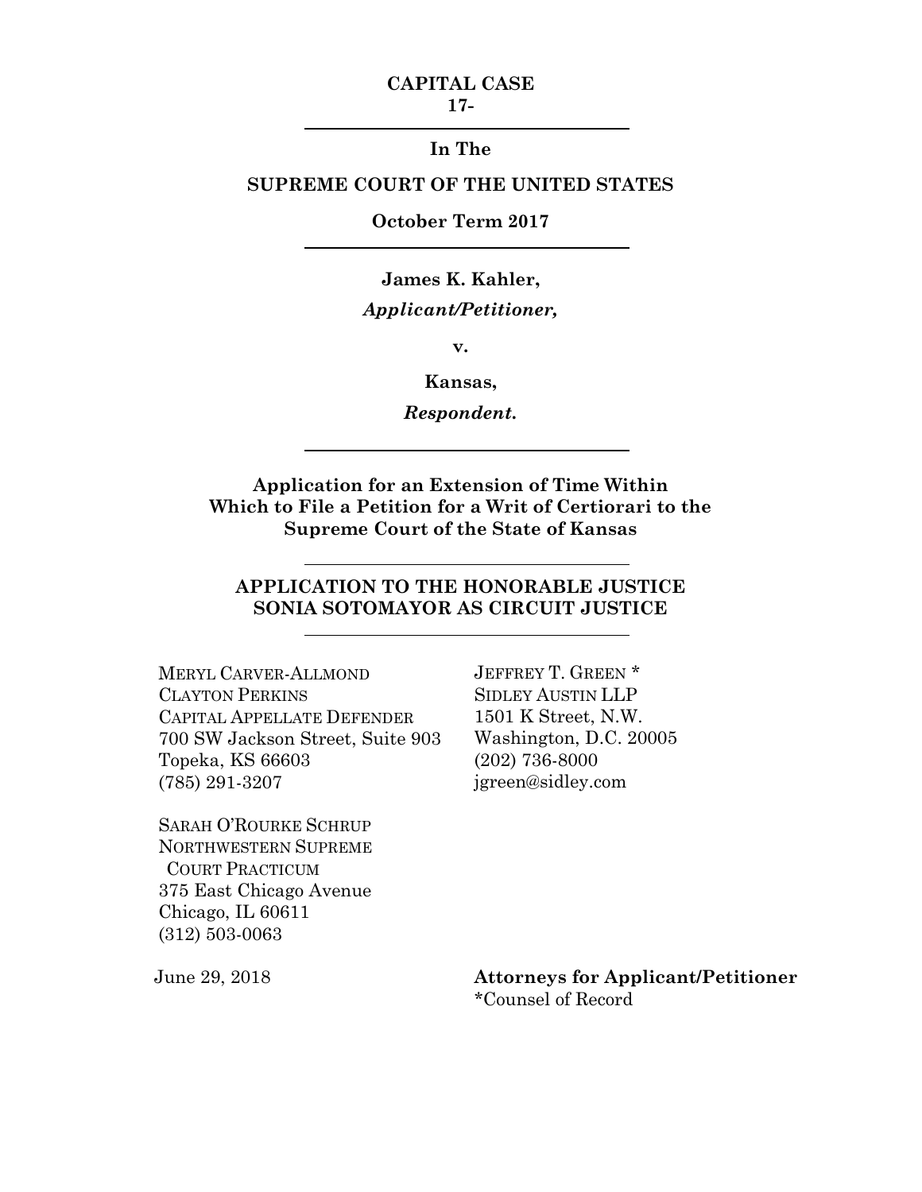**CAPITAL CASE**
**17-**

---

**In The**

**SUPREME COURT OF THE UNITED STATES**

**October Term 2017**

---

**James K. Kahler,**

***Applicant/Petitioner,***

**v.**

**Kansas,**

***Respondent.***

---

**Application for an Extension of Time Within Which to File a Petition for a Writ of Certiorari to the Supreme Court of the State of Kansas**

---

**APPLICATION TO THE HONORABLE JUSTICE SONIA SOTOMAYOR AS CIRCUIT JUSTICE**

---

MERYL CARVER-ALLMOND
CLAYTON PERKINS
CAPITAL APPELLATE DEFENDER
700 SW Jackson Street, Suite 903
Topeka, KS 66603
(785) 291-3207

SARAH O'ROURKE SCHRUP
NORTHWESTERN SUPREME COURT PRACTICUM
375 East Chicago Avenue
Chicago, IL 60611
(312) 503-0063

JEFFREY T. GREEN *
SIDLEY AUSTIN LLP
1501 K Street, N.W.
Washington, D.C. 20005
(202) 736-8000
jgreen@sidley.com

June 29, 2018

**Attorneys for Applicant/Petitioner**
*Counsel of Record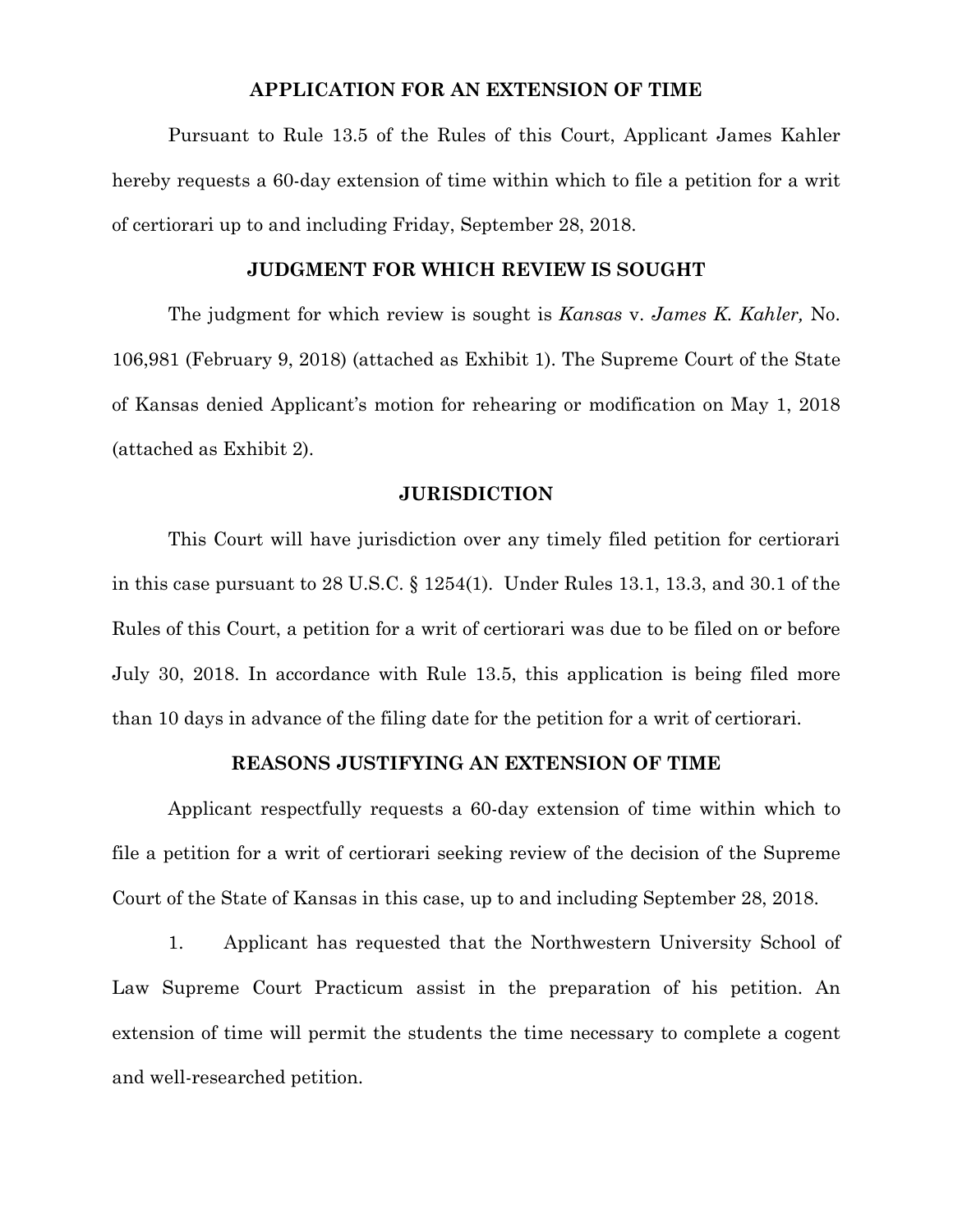## APPLICATION FOR AN EXTENSION OF TIME

Pursuant to Rule 13.5 of the Rules of this Court, Applicant James Kahler hereby requests a 60-day extension of time within which to file a petition for a writ of certiorari up to and including Friday, September 28, 2018.

## JUDGMENT FOR WHICH REVIEW IS SOUGHT

The judgment for which review is sought is *Kansas* v. *James K. Kahler,* No. 106,981 (February 9, 2018) (attached as Exhibit 1). The Supreme Court of the State of Kansas denied Applicant's motion for rehearing or modification on May 1, 2018 (attached as Exhibit 2).

## JURISDICTION

This Court will have jurisdiction over any timely filed petition for certiorari in this case pursuant to 28 U.S.C. § 1254(1). Under Rules 13.1, 13.3, and 30.1 of the Rules of this Court, a petition for a writ of certiorari was due to be filed on or before July 30, 2018. In accordance with Rule 13.5, this application is being filed more than 10 days in advance of the filing date for the petition for a writ of certiorari.

## REASONS JUSTIFYING AN EXTENSION OF TIME

Applicant respectfully requests a 60-day extension of time within which to file a petition for a writ of certiorari seeking review of the decision of the Supreme Court of the State of Kansas in this case, up to and including September 28, 2018.

1. Applicant has requested that the Northwestern University School of Law Supreme Court Practicum assist in the preparation of his petition. An extension of time will permit the students the time necessary to complete a cogent and well-researched petition.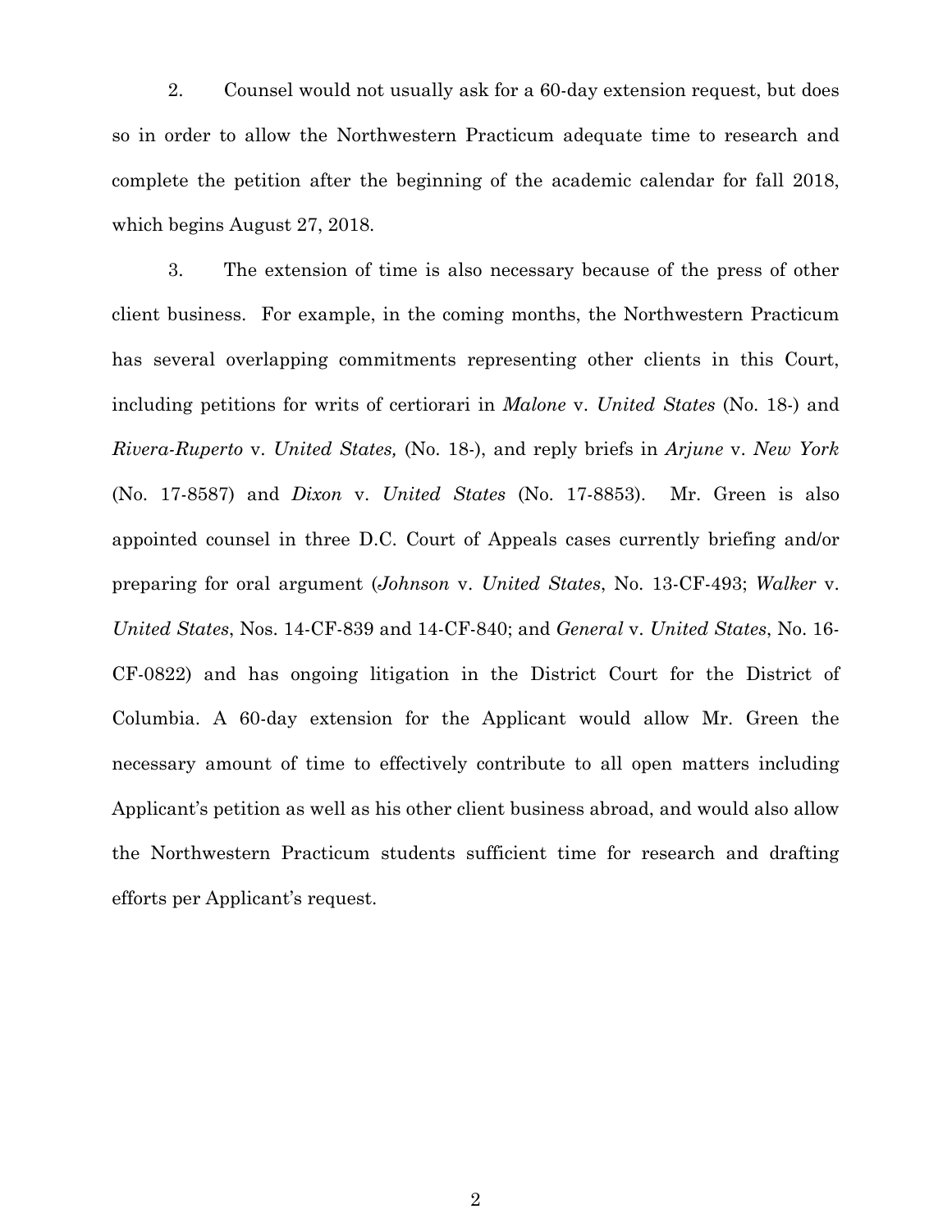2. Counsel would not usually ask for a 60-day extension request, but does so in order to allow the Northwestern Practicum adequate time to research and complete the petition after the beginning of the academic calendar for fall 2018, which begins August 27, 2018.

3. The extension of time is also necessary because of the press of other client business. For example, in the coming months, the Northwestern Practicum has several overlapping commitments representing other clients in this Court, including petitions for writs of certiorari in *Malone* v. *United States* (No. 18-) and *Rivera-Ruperto* v. *United States,* (No. 18-), and reply briefs in *Arjune* v. *New York* (No. 17-8587) and *Dixon* v. *United States* (No. 17-8853). Mr. Green is also appointed counsel in three D.C. Court of Appeals cases currently briefing and/or preparing for oral argument (*Johnson* v. *United States*, No. 13-CF-493; *Walker* v. *United States*, Nos. 14-CF-839 and 14-CF-840; and *General* v. *United States*, No. 16-CF-0822) and has ongoing litigation in the District Court for the District of Columbia. A 60-day extension for the Applicant would allow Mr. Green the necessary amount of time to effectively contribute to all open matters including Applicant's petition as well as his other client business abroad, and would also allow the Northwestern Practicum students sufficient time for research and drafting efforts per Applicant's request.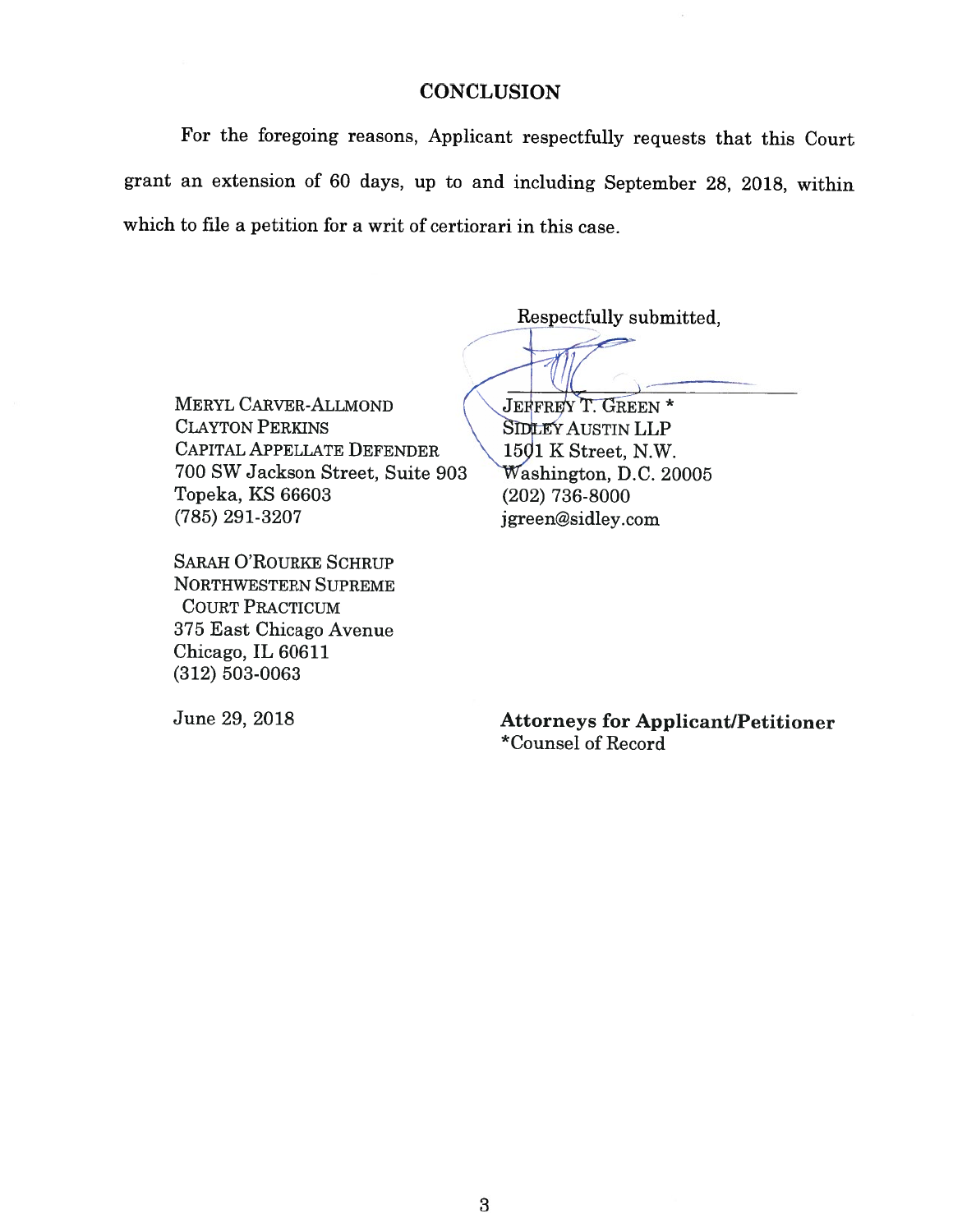## CONCLUSION

For the foregoing reasons, Applicant respectfully requests that this Court grant an extension of 60 days, up to and including September 28, 2018, within which to file a petition for a writ of certiorari in this case.

Respectfully submitted,

JEFFREY T. GREEN *
SIDLEY AUSTIN LLP
1501 K Street, N.W.
Washington, D.C. 20005
(202) 736-8000
jgreen@sidley.com

MERYL CARVER-ALLMOND
CLAYTON PERKINS
CAPITAL APPELLATE DEFENDER
700 SW Jackson Street, Suite 903
Topeka, KS 66603
(785) 291-3207

SARAH O'ROURKE SCHRUP
NORTHWESTERN SUPREME
COURT PRACTICUM
375 East Chicago Avenue
Chicago, IL 60611
(312) 503-0063

June 29, 2018

**Attorneys for Applicant/Petitioner**
*Counsel of Record